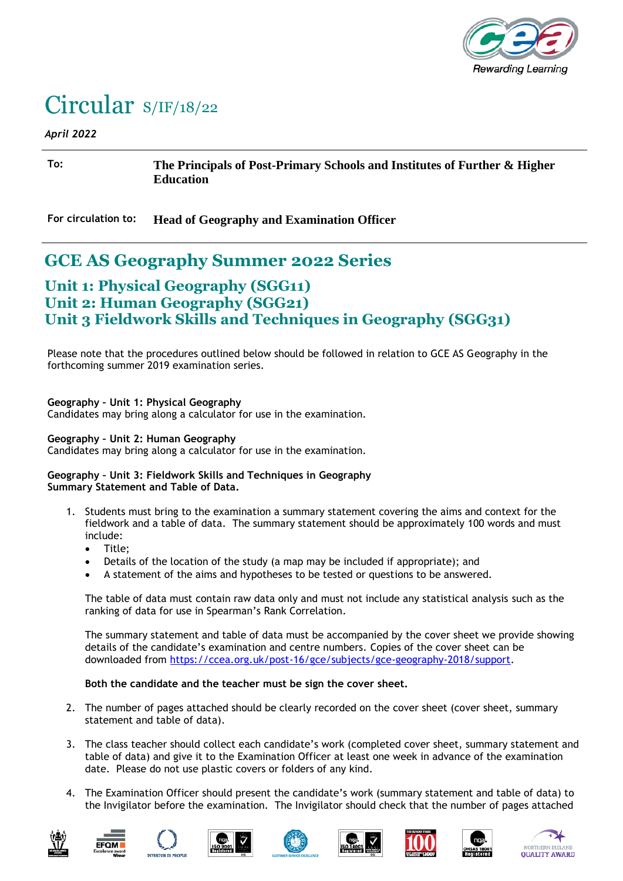# Circular S/IF/18/22

*April 2022*

| | |
|---|---|
| **To:** | **The Principals of Post-Primary Schools and Institutes of Further & Higher Education** |
| **For circulation to:** | **Head of Geography and Examination Officer** |

## GCE AS Geography Summer 2022 Series

### Unit 1: Physical Geography (SGG11)
### Unit 2: Human Geography (SGG21)
### Unit 3 Fieldwork Skills and Techniques in Geography (SGG31)

Please note that the procedures outlined below should be followed in relation to GCE AS Geography in the forthcoming summer 2019 examination series.

**Geography – Unit 1: Physical Geography**
Candidates may bring along a calculator for use in the examination.

**Geography – Unit 2: Human Geography**
Candidates may bring along a calculator for use in the examination.

**Geography – Unit 3: Fieldwork Skills and Techniques in Geography**
**Summary Statement and Table of Data.**

1. Students must bring to the examination a summary statement covering the aims and context for the fieldwork and a table of data. The summary statement should be approximately 100 words and must include:
   - Title;
   - Details of the location of the study (a map may be included if appropriate); and
   - A statement of the aims and hypotheses to be tested or questions to be answered.

   The table of data must contain raw data only and must not include any statistical analysis such as the ranking of data for use in Spearman's Rank Correlation.

   The summary statement and table of data must be accompanied by the cover sheet we provide showing details of the candidate's examination and centre numbers. Copies of the cover sheet can be downloaded from https://ccea.org.uk/post-16/gce/subjects/gce-geography-2018/support.

   **Both the candidate and the teacher must be sign the cover sheet.**

2. The number of pages attached should be clearly recorded on the cover sheet (cover sheet, summary statement and table of data).

3. The class teacher should collect each candidate's work (completed cover sheet, summary statement and table of data) and give it to the Examination Officer at least one week in advance of the examination date. Please do not use plastic covers or folders of any kind.

4. The Examination Officer should present the candidate's work (summary statement and table of data) to the Invigilator before the examination. The Invigilator should check that the number of pages attached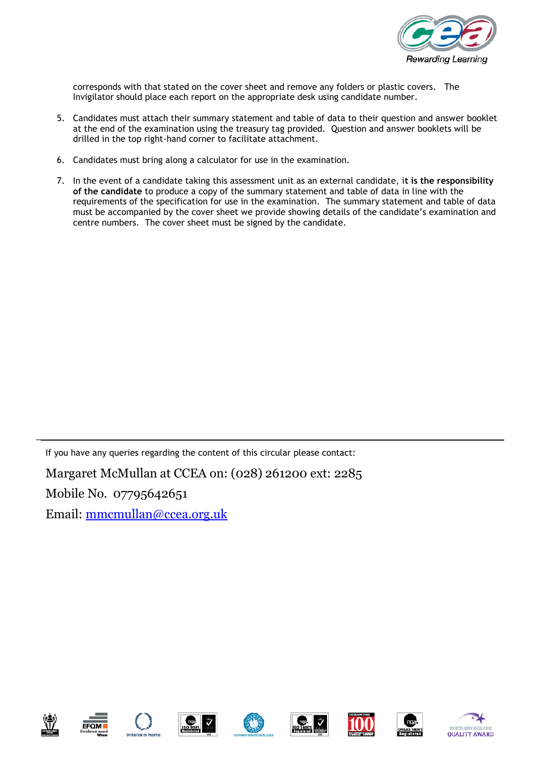corresponds with that stated on the cover sheet and remove any folders or plastic covers. The Invigilator should place each report on the appropriate desk using candidate number.

5. Candidates must attach their summary statement and table of data to their question and answer booklet at the end of the examination using the treasury tag provided. Question and answer booklets will be drilled in the top right-hand corner to facilitate attachment.

6. Candidates must bring along a calculator for use in the examination.

7. In the event of a candidate taking this assessment unit as an external candidate, i**t is the responsibility of the candidate** to produce a copy of the summary statement and table of data in line with the requirements of the specification for use in the examination. The summary statement and table of data must be accompanied by the cover sheet we provide showing details of the candidate's examination and centre numbers. The cover sheet must be signed by the candidate.

---

If you have any queries regarding the content of this circular please contact:

Margaret McMullan at CCEA on: (028) 261200 ext: 2285

Mobile No. 07795642651

Email: [mmcmullan@ccea.org.uk](mailto:mmcmullan@ccea.org.uk)